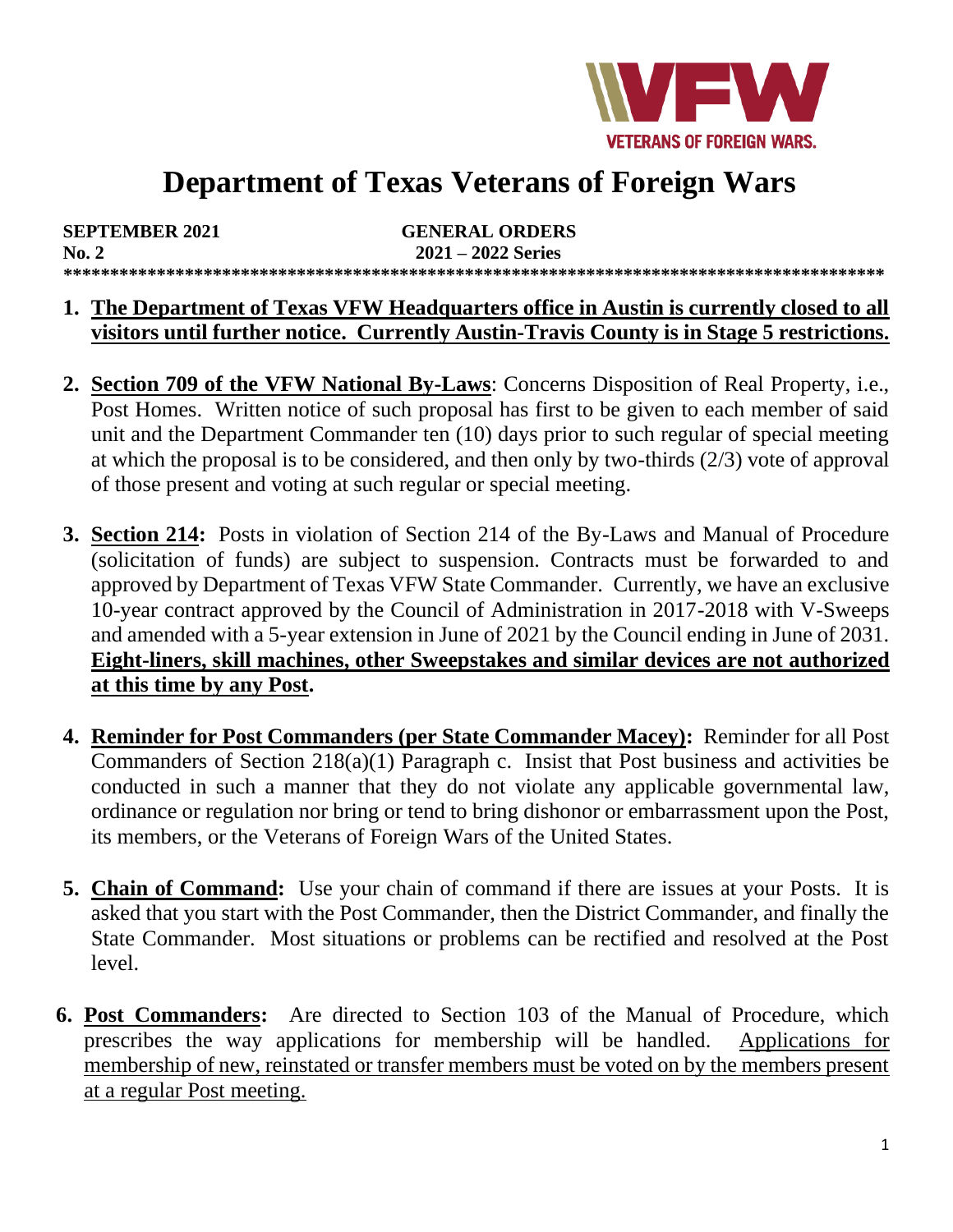VETERANS OF FOREIGN WARS.

# Department of Texas Veterans of Foreign Wars

**SEPTEMBER 2021** **GENERAL ORDERS**
**No. 2** **2021 – 2022 Series**

**************************************************************************************

1. **The Department of Texas VFW Headquarters office in Austin is currently closed to all visitors until further notice. Currently Austin-Travis County is in Stage 5 restrictions.**

2. **Section 709 of the VFW National By-Laws**: Concerns Disposition of Real Property, i.e., Post Homes. Written notice of such proposal has first to be given to each member of said unit and the Department Commander ten (10) days prior to such regular of special meeting at which the proposal is to be considered, and then only by two-thirds (2/3) vote of approval of those present and voting at such regular or special meeting.

3. **Section 214:** Posts in violation of Section 214 of the By-Laws and Manual of Procedure (solicitation of funds) are subject to suspension. Contracts must be forwarded to and approved by Department of Texas VFW State Commander. Currently, we have an exclusive 10-year contract approved by the Council of Administration in 2017-2018 with V-Sweeps and amended with a 5-year extension in June of 2021 by the Council ending in June of 2031. **Eight-liners, skill machines, other Sweepstakes and similar devices are not authorized at this time by any Post.**

4. **Reminder for Post Commanders (per State Commander Macey):** Reminder for all Post Commanders of Section 218(a)(1) Paragraph c. Insist that Post business and activities be conducted in such a manner that they do not violate any applicable governmental law, ordinance or regulation nor bring or tend to bring dishonor or embarrassment upon the Post, its members, or the Veterans of Foreign Wars of the United States.

5. **Chain of Command:** Use your chain of command if there are issues at your Posts. It is asked that you start with the Post Commander, then the District Commander, and finally the State Commander. Most situations or problems can be rectified and resolved at the Post level.

6. **Post Commanders:** Are directed to Section 103 of the Manual of Procedure, which prescribes the way applications for membership will be handled. Applications for membership of new, reinstated or transfer members must be voted on by the members present at a regular Post meeting.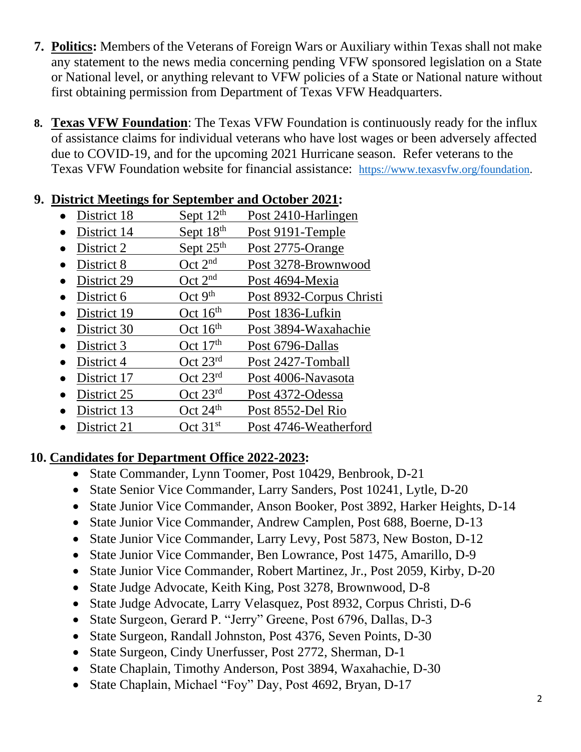7. **Politics:** Members of the Veterans of Foreign Wars or Auxiliary within Texas shall not make any statement to the news media concerning pending VFW sponsored legislation on a State or National level, or anything relevant to VFW policies of a State or National nature without first obtaining permission from Department of Texas VFW Headquarters.

8. **Texas VFW Foundation**: The Texas VFW Foundation is continuously ready for the influx of assistance claims for individual veterans who have lost wages or been adversely affected due to COVID-19, and for the upcoming 2021 Hurricane season. Refer veterans to the Texas VFW Foundation website for financial assistance: https://www.texasvfw.org/foundation.

9. **District Meetings for September and October 2021:**
   - District 18 — Sept 12th — Post 2410-Harlingen
   - District 14 — Sept 18th — Post 9191-Temple
   - District 2 — Sept 25th — Post 2775-Orange
   - District 8 — Oct 2nd — Post 3278-Brownwood
   - District 29 — Oct 2nd — Post 4694-Mexia
   - District 6 — Oct 9th — Post 8932-Corpus Christi
   - District 19 — Oct 16th — Post 1836-Lufkin
   - District 30 — Oct 16th — Post 3894-Waxahachie
   - District 3 — Oct 17th — Post 6796-Dallas
   - District 4 — Oct 23rd — Post 2427-Tomball
   - District 17 — Oct 23rd — Post 4006-Navasota
   - District 25 — Oct 23rd — Post 4372-Odessa
   - District 13 — Oct 24th — Post 8552-Del Rio
   - District 21 — Oct 31st — Post 4746-Weatherford

10. **Candidates for Department Office 2022-2023:**
    - State Commander, Lynn Toomer, Post 10429, Benbrook, D-21
    - State Senior Vice Commander, Larry Sanders, Post 10241, Lytle, D-20
    - State Junior Vice Commander, Anson Booker, Post 3892, Harker Heights, D-14
    - State Junior Vice Commander, Andrew Camplen, Post 688, Boerne, D-13
    - State Junior Vice Commander, Larry Levy, Post 5873, New Boston, D-12
    - State Junior Vice Commander, Ben Lowrance, Post 1475, Amarillo, D-9
    - State Junior Vice Commander, Robert Martinez, Jr., Post 2059, Kirby, D-20
    - State Judge Advocate, Keith King, Post 3278, Brownwood, D-8
    - State Judge Advocate, Larry Velasquez, Post 8932, Corpus Christi, D-6
    - State Surgeon, Gerard P. "Jerry" Greene, Post 6796, Dallas, D-3
    - State Surgeon, Randall Johnston, Post 4376, Seven Points, D-30
    - State Surgeon, Cindy Unerfusser, Post 2772, Sherman, D-1
    - State Chaplain, Timothy Anderson, Post 3894, Waxahachie, D-30
    - State Chaplain, Michael "Foy" Day, Post 4692, Bryan, D-17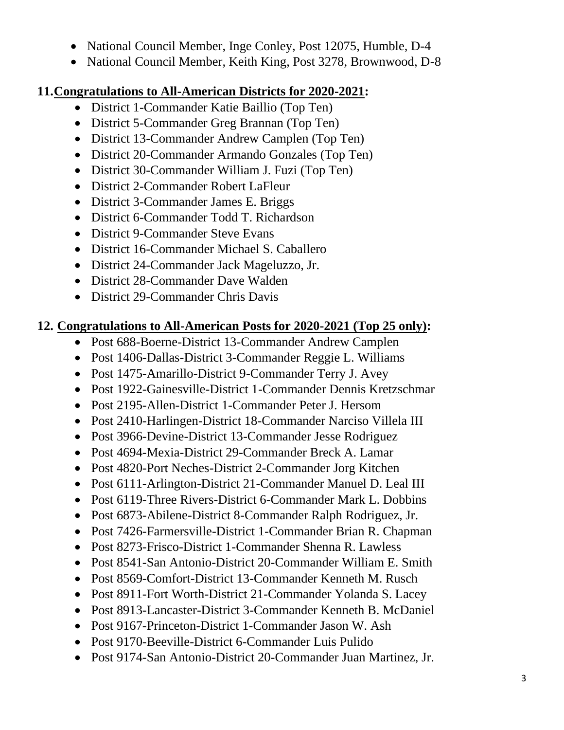- National Council Member, Inge Conley, Post 12075, Humble, D-4
- National Council Member, Keith King, Post 3278, Brownwood, D-8

**11. Congratulations to All-American Districts for 2020-2021:**

- District 1-Commander Katie Baillio (Top Ten)
- District 5-Commander Greg Brannan (Top Ten)
- District 13-Commander Andrew Camplen (Top Ten)
- District 20-Commander Armando Gonzales (Top Ten)
- District 30-Commander William J. Fuzi (Top Ten)
- District 2-Commander Robert LaFleur
- District 3-Commander James E. Briggs
- District 6-Commander Todd T. Richardson
- District 9-Commander Steve Evans
- District 16-Commander Michael S. Caballero
- District 24-Commander Jack Mageluzzo, Jr.
- District 28-Commander Dave Walden
- District 29-Commander Chris Davis

**12. Congratulations to All-American Posts for 2020-2021 (Top 25 only):**

- Post 688-Boerne-District 13-Commander Andrew Camplen
- Post 1406-Dallas-District 3-Commander Reggie L. Williams
- Post 1475-Amarillo-District 9-Commander Terry J. Avey
- Post 1922-Gainesville-District 1-Commander Dennis Kretzschmar
- Post 2195-Allen-District 1-Commander Peter J. Hersom
- Post 2410-Harlingen-District 18-Commander Narciso Villela III
- Post 3966-Devine-District 13-Commander Jesse Rodriguez
- Post 4694-Mexia-District 29-Commander Breck A. Lamar
- Post 4820-Port Neches-District 2-Commander Jorg Kitchen
- Post 6111-Arlington-District 21-Commander Manuel D. Leal III
- Post 6119-Three Rivers-District 6-Commander Mark L. Dobbins
- Post 6873-Abilene-District 8-Commander Ralph Rodriguez, Jr.
- Post 7426-Farmersville-District 1-Commander Brian R. Chapman
- Post 8273-Frisco-District 1-Commander Shenna R. Lawless
- Post 8541-San Antonio-District 20-Commander William E. Smith
- Post 8569-Comfort-District 13-Commander Kenneth M. Rusch
- Post 8911-Fort Worth-District 21-Commander Yolanda S. Lacey
- Post 8913-Lancaster-District 3-Commander Kenneth B. McDaniel
- Post 9167-Princeton-District 1-Commander Jason W. Ash
- Post 9170-Beeville-District 6-Commander Luis Pulido
- Post 9174-San Antonio-District 20-Commander Juan Martinez, Jr.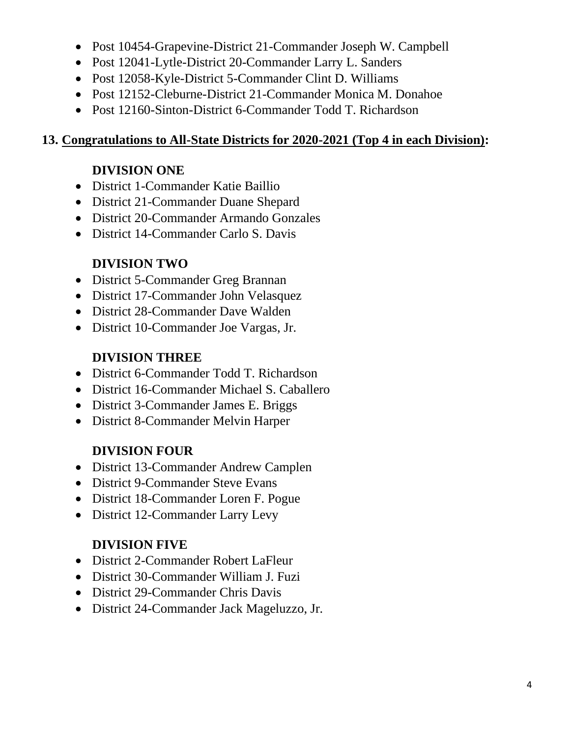- Post 10454-Grapevine-District 21-Commander Joseph W. Campbell
- Post 12041-Lytle-District 20-Commander Larry L. Sanders
- Post 12058-Kyle-District 5-Commander Clint D. Williams
- Post 12152-Cleburne-District 21-Commander Monica M. Donahoe
- Post 12160-Sinton-District 6-Commander Todd T. Richardson

**13. Congratulations to All-State Districts for 2020-2021 (Top 4 in each Division):**

**DIVISION ONE**

- District 1-Commander Katie Baillio
- District 21-Commander Duane Shepard
- District 20-Commander Armando Gonzales
- District 14-Commander Carlo S. Davis

**DIVISION TWO**

- District 5-Commander Greg Brannan
- District 17-Commander John Velasquez
- District 28-Commander Dave Walden
- District 10-Commander Joe Vargas, Jr.

**DIVISION THREE**

- District 6-Commander Todd T. Richardson
- District 16-Commander Michael S. Caballero
- District 3-Commander James E. Briggs
- District 8-Commander Melvin Harper

**DIVISION FOUR**

- District 13-Commander Andrew Camplen
- District 9-Commander Steve Evans
- District 18-Commander Loren F. Pogue
- District 12-Commander Larry Levy

**DIVISION FIVE**

- District 2-Commander Robert LaFleur
- District 30-Commander William J. Fuzi
- District 29-Commander Chris Davis
- District 24-Commander Jack Mageluzzo, Jr.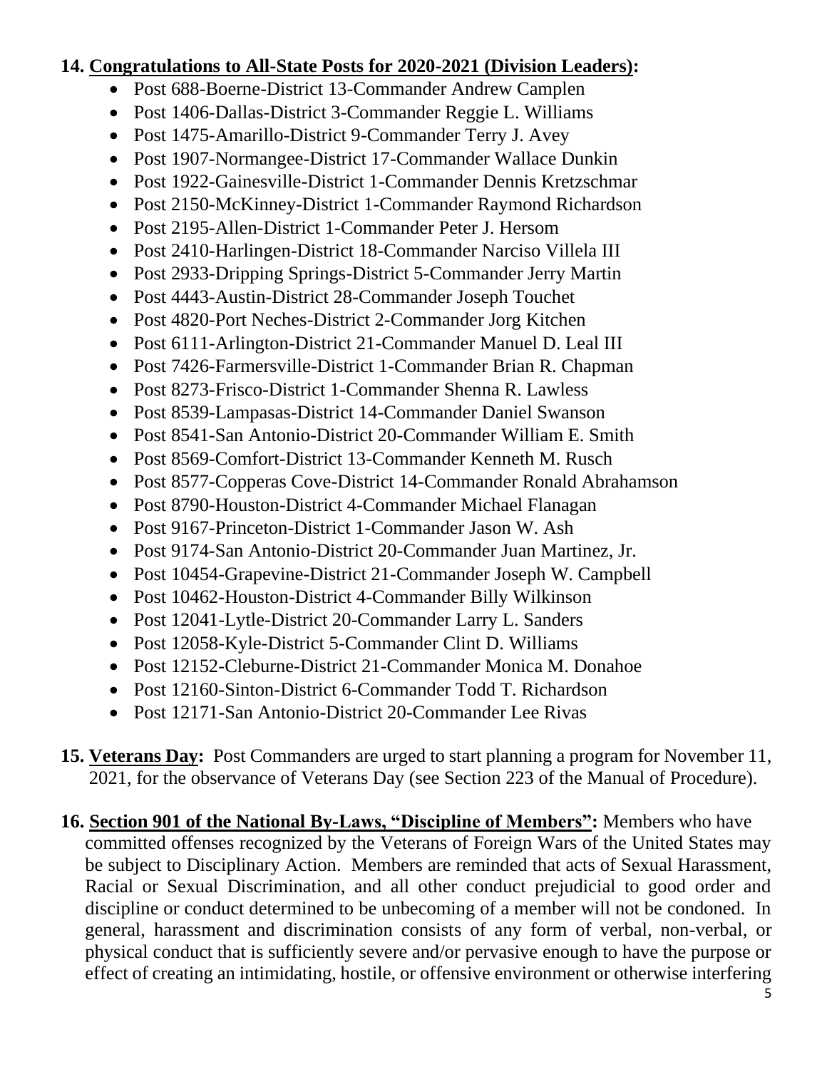**14. <u>Congratulations to All-State Posts for 2020-2021 (Division Leaders)</u>:**

- Post 688-Boerne-District 13-Commander Andrew Camplen
- Post 1406-Dallas-District 3-Commander Reggie L. Williams
- Post 1475-Amarillo-District 9-Commander Terry J. Avey
- Post 1907-Normangee-District 17-Commander Wallace Dunkin
- Post 1922-Gainesville-District 1-Commander Dennis Kretzschmar
- Post 2150-McKinney-District 1-Commander Raymond Richardson
- Post 2195-Allen-District 1-Commander Peter J. Hersom
- Post 2410-Harlingen-District 18-Commander Narciso Villela III
- Post 2933-Dripping Springs-District 5-Commander Jerry Martin
- Post 4443-Austin-District 28-Commander Joseph Touchet
- Post 4820-Port Neches-District 2-Commander Jorg Kitchen
- Post 6111-Arlington-District 21-Commander Manuel D. Leal III
- Post 7426-Farmersville-District 1-Commander Brian R. Chapman
- Post 8273-Frisco-District 1-Commander Shenna R. Lawless
- Post 8539-Lampasas-District 14-Commander Daniel Swanson
- Post 8541-San Antonio-District 20-Commander William E. Smith
- Post 8569-Comfort-District 13-Commander Kenneth M. Rusch
- Post 8577-Copperas Cove-District 14-Commander Ronald Abrahamson
- Post 8790-Houston-District 4-Commander Michael Flanagan
- Post 9167-Princeton-District 1-Commander Jason W. Ash
- Post 9174-San Antonio-District 20-Commander Juan Martinez, Jr.
- Post 10454-Grapevine-District 21-Commander Joseph W. Campbell
- Post 10462-Houston-District 4-Commander Billy Wilkinson
- Post 12041-Lytle-District 20-Commander Larry L. Sanders
- Post 12058-Kyle-District 5-Commander Clint D. Williams
- Post 12152-Cleburne-District 21-Commander Monica M. Donahoe
- Post 12160-Sinton-District 6-Commander Todd T. Richardson
- Post 12171-San Antonio-District 20-Commander Lee Rivas

**15. <u>Veterans Day</u>:** Post Commanders are urged to start planning a program for November 11, 2021, for the observance of Veterans Day (see Section 223 of the Manual of Procedure).

**16. <u>Section 901 of the National By-Laws, "Discipline of Members"</u>:** Members who have committed offenses recognized by the Veterans of Foreign Wars of the United States may be subject to Disciplinary Action. Members are reminded that acts of Sexual Harassment, Racial or Sexual Discrimination, and all other conduct prejudicial to good order and discipline or conduct determined to be unbecoming of a member will not be condoned. In general, harassment and discrimination consists of any form of verbal, non-verbal, or physical conduct that is sufficiently severe and/or pervasive enough to have the purpose or effect of creating an intimidating, hostile, or offensive environment or otherwise interfering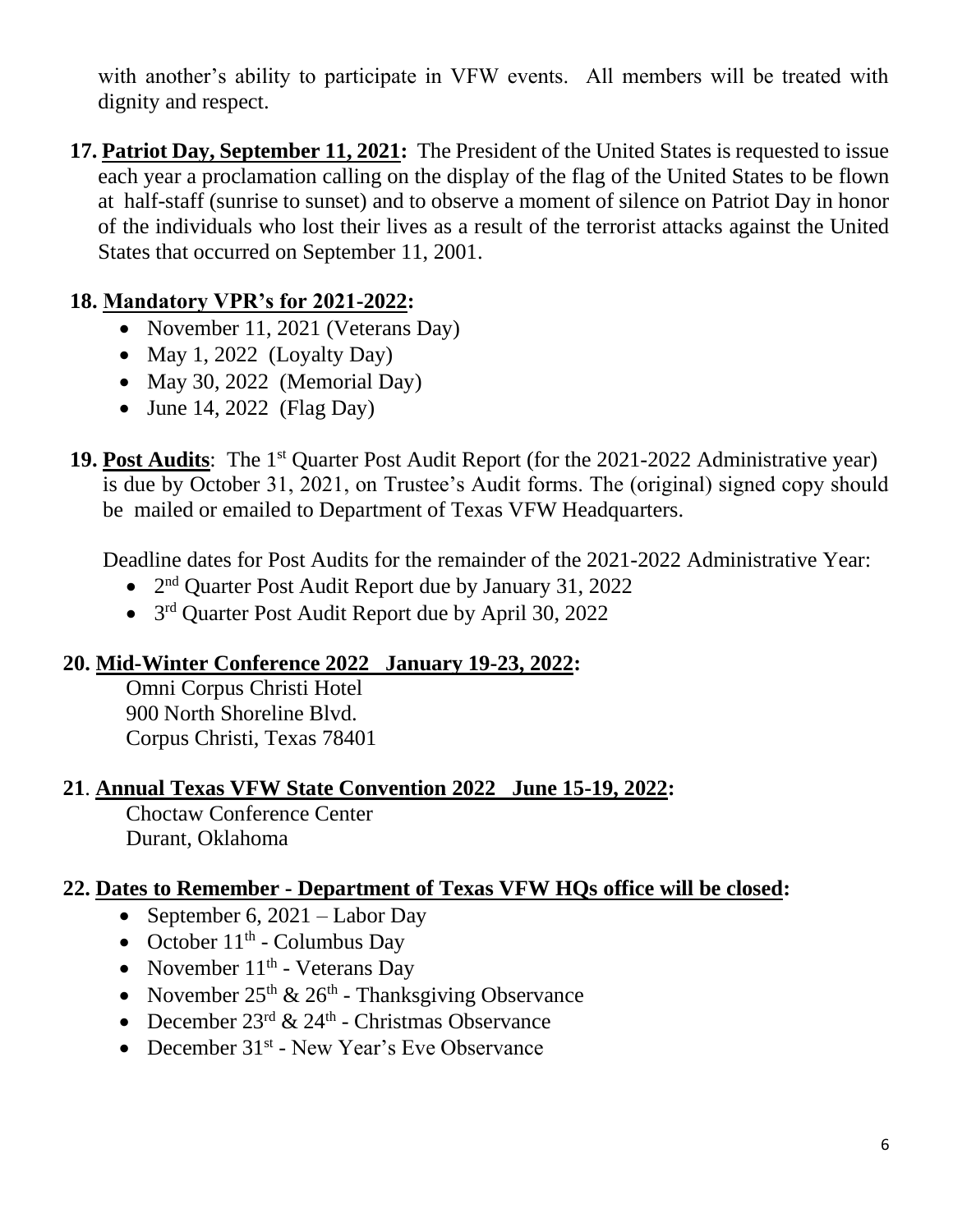with another's ability to participate in VFW events. All members will be treated with dignity and respect.

**17. <u>Patriot Day, September 11, 2021</u>:** The President of the United States is requested to issue each year a proclamation calling on the display of the flag of the United States to be flown at half-staff (sunrise to sunset) and to observe a moment of silence on Patriot Day in honor of the individuals who lost their lives as a result of the terrorist attacks against the United States that occurred on September 11, 2001.

**18. <u>Mandatory VPR's for 2021-2022</u>:**

- November 11, 2021 (Veterans Day)
- May 1, 2022 (Loyalty Day)
- May 30, 2022 (Memorial Day)
- June 14, 2022 (Flag Day)

**19. <u>Post Audits</u>**: The 1st Quarter Post Audit Report (for the 2021-2022 Administrative year) is due by October 31, 2021, on Trustee's Audit forms. The (original) signed copy should be mailed or emailed to Department of Texas VFW Headquarters.

Deadline dates for Post Audits for the remainder of the 2021-2022 Administrative Year:

- 2nd Quarter Post Audit Report due by January 31, 2022
- 3rd Quarter Post Audit Report due by April 30, 2022

**20. <u>Mid-Winter Conference 2022 January 19-23, 2022</u>:**

Omni Corpus Christi Hotel
900 North Shoreline Blvd.
Corpus Christi, Texas 78401

**21. <u>Annual Texas VFW State Convention 2022 June 15-19, 2022</u>:**

Choctaw Conference Center
Durant, Oklahoma

**22. <u>Dates to Remember - Department of Texas VFW HQs office will be closed</u>:**

- September 6, 2021 – Labor Day
- October 11th - Columbus Day
- November 11th - Veterans Day
- November 25th & 26th - Thanksgiving Observance
- December 23rd & 24th - Christmas Observance
- December 31st - New Year's Eve Observance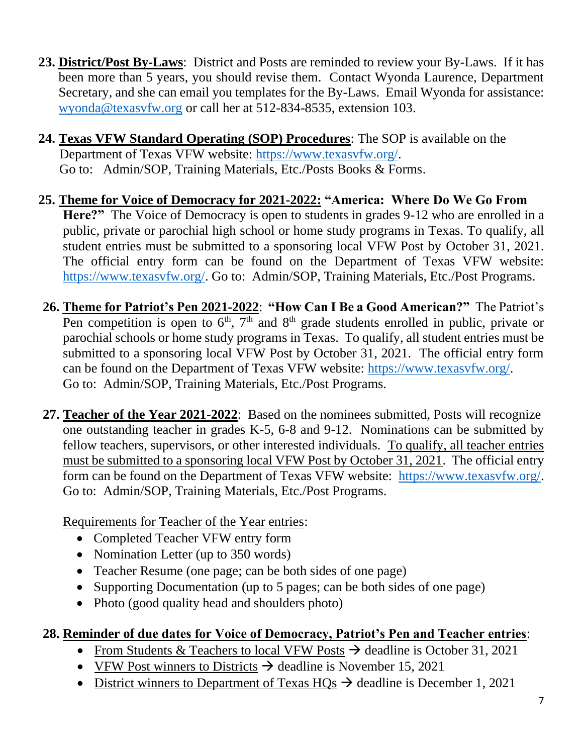23. **<u>District/Post By-Laws</u>**: District and Posts are reminded to review your By-Laws. If it has been more than 5 years, you should revise them. Contact Wyonda Laurence, Department Secretary, and she can email you templates for the By-Laws. Email Wyonda for assistance: wyonda@texasvfw.org or call her at 512-834-8535, extension 103.

24. **<u>Texas VFW Standard Operating (SOP) Procedures</u>**: The SOP is available on the Department of Texas VFW website: https://www.texasvfw.org/.
Go to: Admin/SOP, Training Materials, Etc./Posts Books & Forms.

25. **<u>Theme for Voice of Democracy for 2021-2022:</u> "America: Where Do We Go From Here?"** The Voice of Democracy is open to students in grades 9-12 who are enrolled in a public, private or parochial high school or home study programs in Texas. To qualify, all student entries must be submitted to a sponsoring local VFW Post by October 31, 2021. The official entry form can be found on the Department of Texas VFW website: https://www.texasvfw.org/. Go to: Admin/SOP, Training Materials, Etc./Post Programs.

26. **<u>Theme for Patriot's Pen 2021-2022</u>**: **"How Can I Be a Good American?"** The Patriot's Pen competition is open to 6th, 7th and 8th grade students enrolled in public, private or parochial schools or home study programs in Texas. To qualify, all student entries must be submitted to a sponsoring local VFW Post by October 31, 2021. The official entry form can be found on the Department of Texas VFW website: https://www.texasvfw.org/.
Go to: Admin/SOP, Training Materials, Etc./Post Programs.

27. **<u>Teacher of the Year 2021-2022</u>**: Based on the nominees submitted, Posts will recognize one outstanding teacher in grades K-5, 6-8 and 9-12. Nominations can be submitted by fellow teachers, supervisors, or other interested individuals. <u>To qualify, all teacher entries must be submitted to a sponsoring local VFW Post by October 31, 2021</u>. The official entry form can be found on the Department of Texas VFW website: https://www.texasvfw.org/.
Go to: Admin/SOP, Training Materials, Etc./Post Programs.

    <u>Requirements for Teacher of the Year entries</u>:
    - Completed Teacher VFW entry form
    - Nomination Letter (up to 350 words)
    - Teacher Resume (one page; can be both sides of one page)
    - Supporting Documentation (up to 5 pages; can be both sides of one page)
    - Photo (good quality head and shoulders photo)

28. **<u>Reminder of due dates for Voice of Democracy, Patriot's Pen and Teacher entries</u>**:
    - <u>From Students & Teachers to local VFW Posts</u> → deadline is October 31, 2021
    - <u>VFW Post winners to Districts</u> → deadline is November 15, 2021
    - <u>District winners to Department of Texas HQs</u> → deadline is December 1, 2021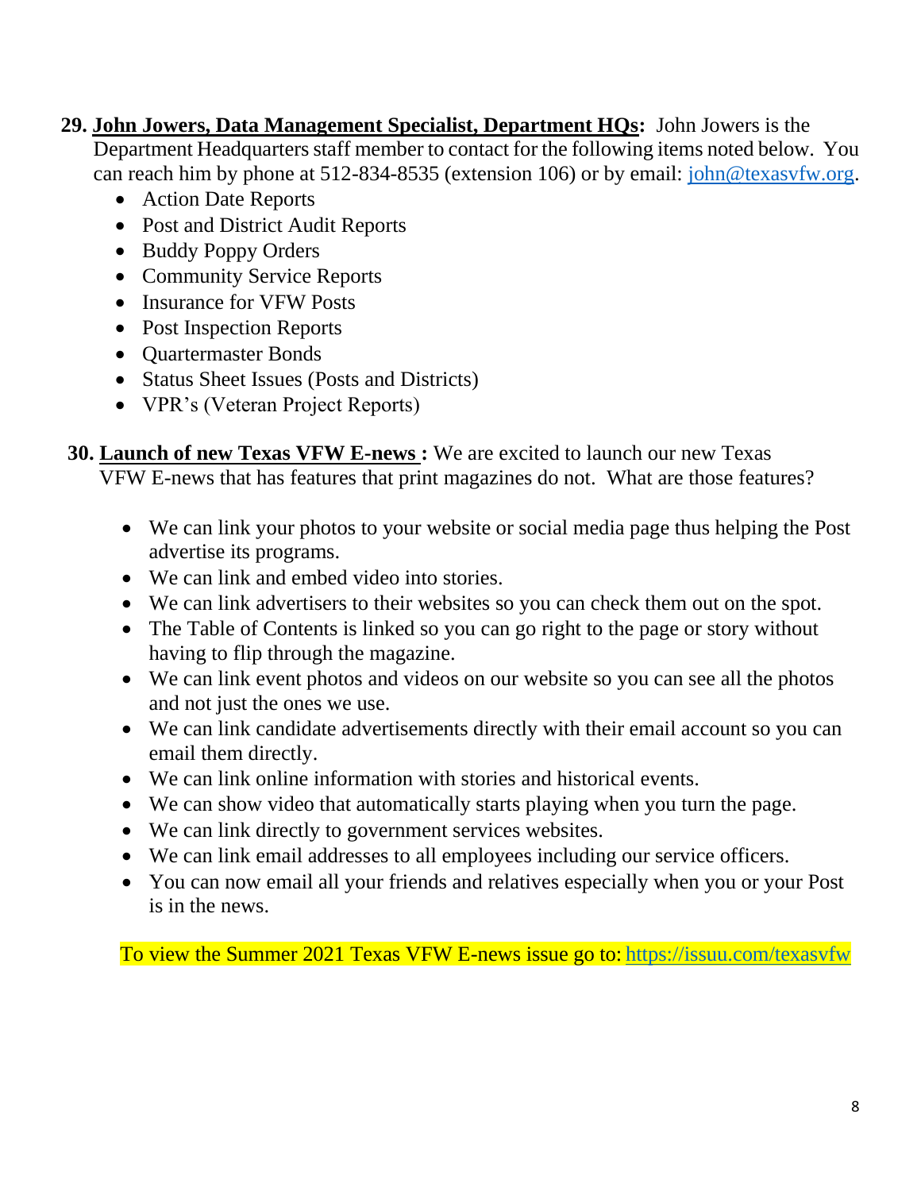29. **<u>John Jowers, Data Management Specialist, Department HQs</u>:** John Jowers is the Department Headquarters staff member to contact for the following items noted below. You can reach him by phone at 512-834-8535 (extension 106) or by email: [john@texasvfw.org](mailto:john@texasvfw.org).

    - Action Date Reports
    - Post and District Audit Reports
    - Buddy Poppy Orders
    - Community Service Reports
    - Insurance for VFW Posts
    - Post Inspection Reports
    - Quartermaster Bonds
    - Status Sheet Issues (Posts and Districts)
    - VPR's (Veteran Project Reports)

30. **<u>Launch of new Texas VFW E-news</u> :** We are excited to launch our new Texas VFW E-news that has features that print magazines do not. What are those features?

    - We can link your photos to your website or social media page thus helping the Post advertise its programs.
    - We can link and embed video into stories.
    - We can link advertisers to their websites so you can check them out on the spot.
    - The Table of Contents is linked so you can go right to the page or story without having to flip through the magazine.
    - We can link event photos and videos on our website so you can see all the photos and not just the ones we use.
    - We can link candidate advertisements directly with their email account so you can email them directly.
    - We can link online information with stories and historical events.
    - We can show video that automatically starts playing when you turn the page.
    - We can link directly to government services websites.
    - We can link email addresses to all employees including our service officers.
    - You can now email all your friends and relatives especially when you or your Post is in the news.

    To view the Summer 2021 Texas VFW E-news issue go to: [https://issuu.com/texasvfw](https://issuu.com/texasvfw)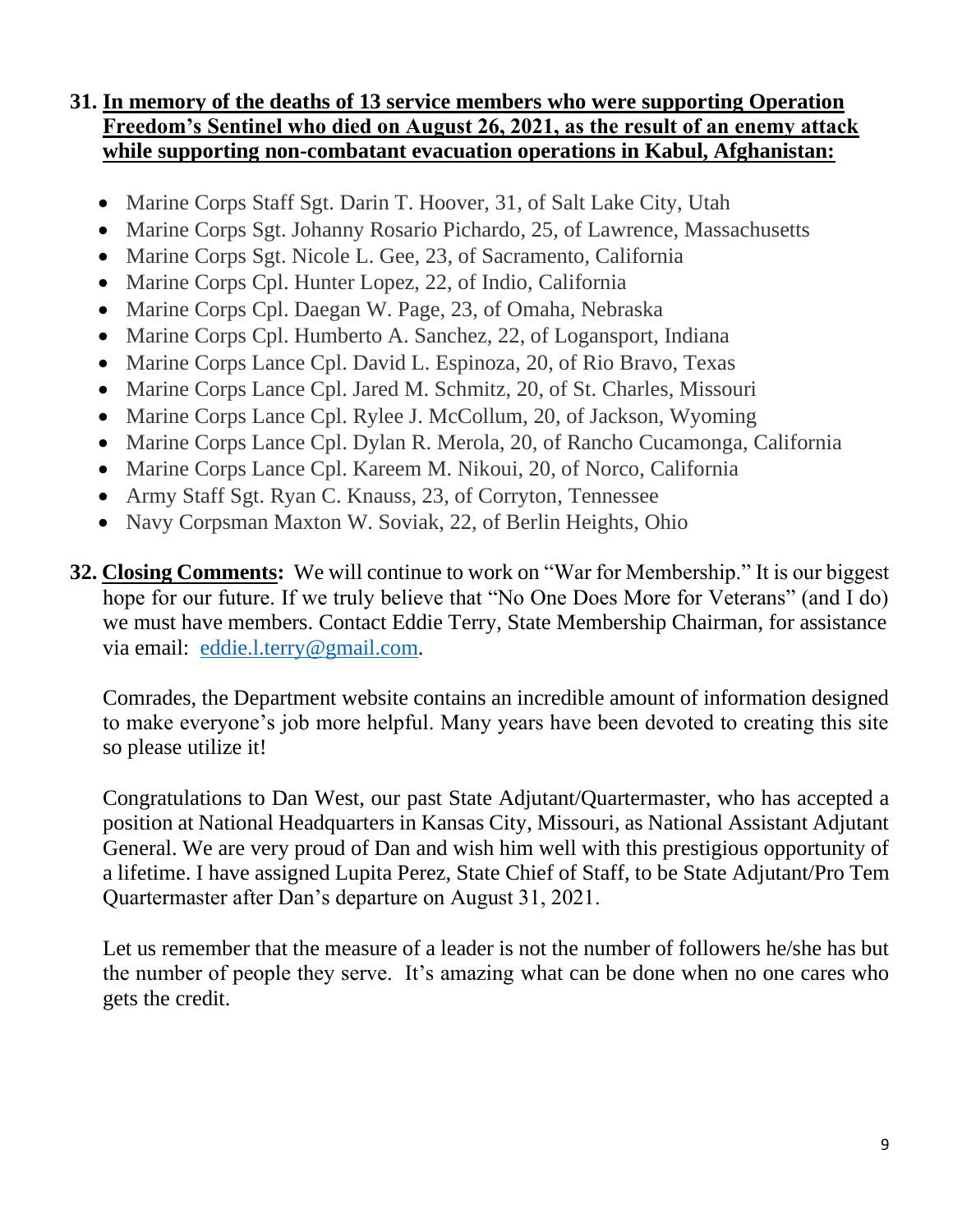**31. <u>In memory of the deaths of 13 service members who were supporting Operation Freedom's Sentinel who died on August 26, 2021, as the result of an enemy attack while supporting non-combatant evacuation operations in Kabul, Afghanistan:</u>**

- Marine Corps Staff Sgt. Darin T. Hoover, 31, of Salt Lake City, Utah
- Marine Corps Sgt. Johanny Rosario Pichardo, 25, of Lawrence, Massachusetts
- Marine Corps Sgt. Nicole L. Gee, 23, of Sacramento, California
- Marine Corps Cpl. Hunter Lopez, 22, of Indio, California
- Marine Corps Cpl. Daegan W. Page, 23, of Omaha, Nebraska
- Marine Corps Cpl. Humberto A. Sanchez, 22, of Logansport, Indiana
- Marine Corps Lance Cpl. David L. Espinoza, 20, of Rio Bravo, Texas
- Marine Corps Lance Cpl. Jared M. Schmitz, 20, of St. Charles, Missouri
- Marine Corps Lance Cpl. Rylee J. McCollum, 20, of Jackson, Wyoming
- Marine Corps Lance Cpl. Dylan R. Merola, 20, of Rancho Cucamonga, California
- Marine Corps Lance Cpl. Kareem M. Nikoui, 20, of Norco, California
- Army Staff Sgt. Ryan C. Knauss, 23, of Corryton, Tennessee
- Navy Corpsman Maxton W. Soviak, 22, of Berlin Heights, Ohio

**32. <u>Closing Comments</u>:** We will continue to work on "War for Membership." It is our biggest hope for our future. If we truly believe that "No One Does More for Veterans" (and I do) we must have members. Contact Eddie Terry, State Membership Chairman, for assistance via email: eddie.l.terry@gmail.com.

Comrades, the Department website contains an incredible amount of information designed to make everyone's job more helpful. Many years have been devoted to creating this site so please utilize it!

Congratulations to Dan West, our past State Adjutant/Quartermaster, who has accepted a position at National Headquarters in Kansas City, Missouri, as National Assistant Adjutant General. We are very proud of Dan and wish him well with this prestigious opportunity of a lifetime. I have assigned Lupita Perez, State Chief of Staff, to be State Adjutant/Pro Tem Quartermaster after Dan's departure on August 31, 2021.

Let us remember that the measure of a leader is not the number of followers he/she has but the number of people they serve. It's amazing what can be done when no one cares who gets the credit.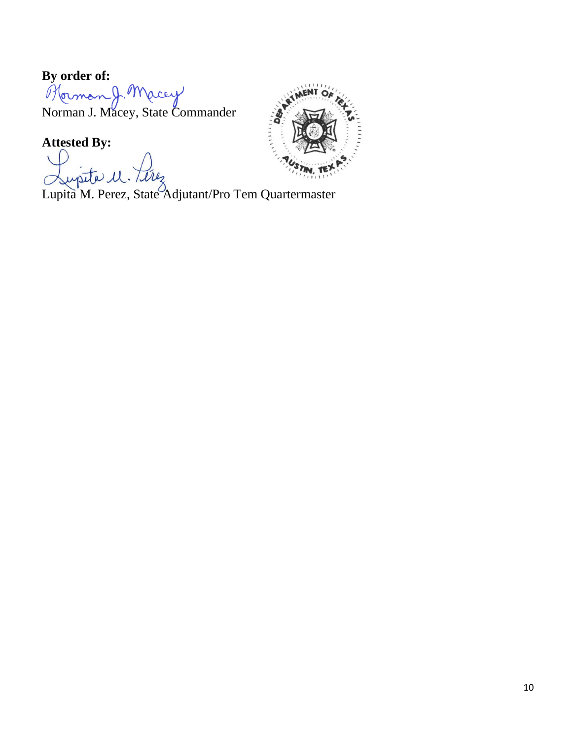**By order of:**

Norman J. Macey, State Commander

**Attested By:**

Lupita M. Perez, State Adjutant/Pro Tem Quartermaster